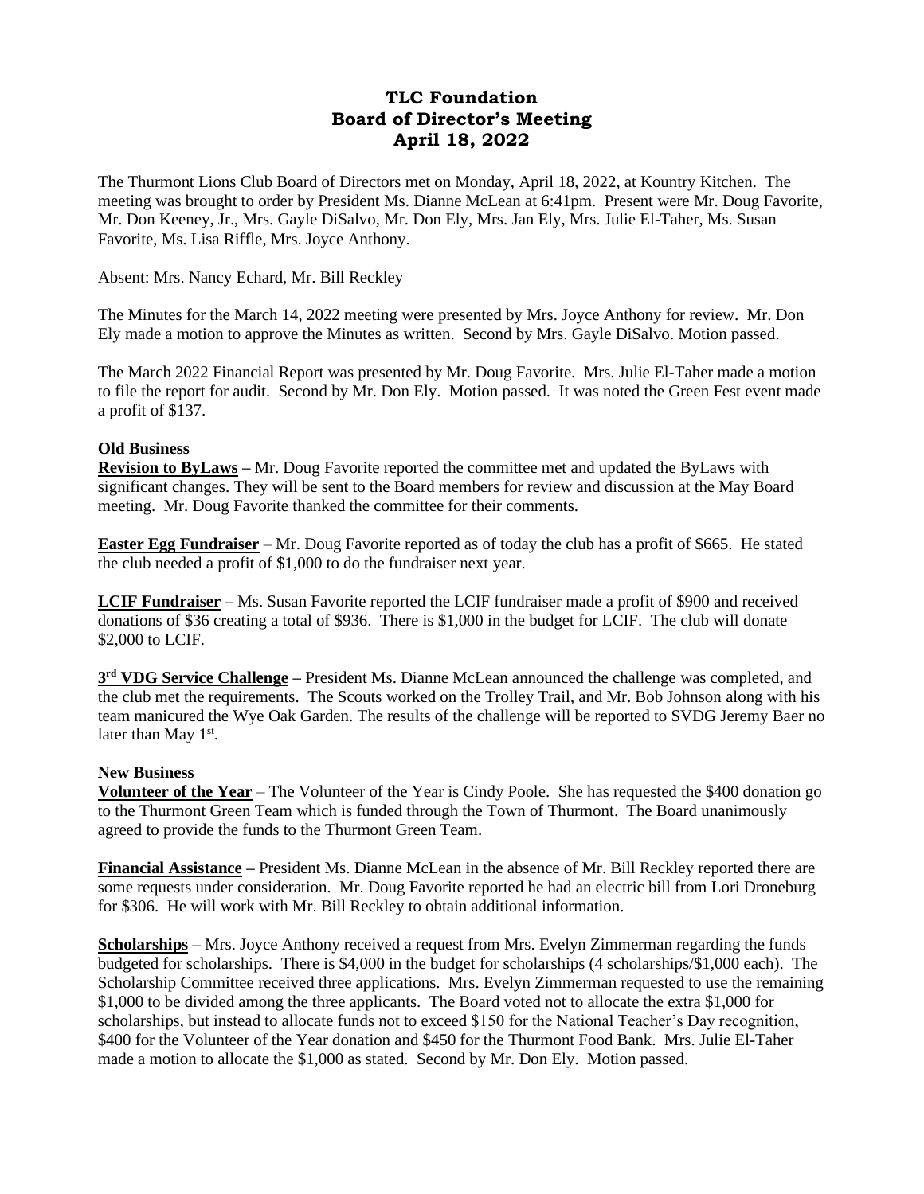# TLC Foundation
# Board of Director's Meeting
# April 18, 2022

The Thurmont Lions Club Board of Directors met on Monday, April 18, 2022, at Kountry Kitchen. The meeting was brought to order by President Ms. Dianne McLean at 6:41pm. Present were Mr. Doug Favorite, Mr. Don Keeney, Jr., Mrs. Gayle DiSalvo, Mr. Don Ely, Mrs. Jan Ely, Mrs. Julie El-Taher, Ms. Susan Favorite, Ms. Lisa Riffle, Mrs. Joyce Anthony.

Absent: Mrs. Nancy Echard, Mr. Bill Reckley

The Minutes for the March 14, 2022 meeting were presented by Mrs. Joyce Anthony for review. Mr. Don Ely made a motion to approve the Minutes as written. Second by Mrs. Gayle DiSalvo. Motion passed.

The March 2022 Financial Report was presented by Mr. Doug Favorite. Mrs. Julie El-Taher made a motion to file the report for audit. Second by Mr. Don Ely. Motion passed. It was noted the Green Fest event made a profit of $137.

**Old Business**

**Revision to ByLaws** – Mr. Doug Favorite reported the committee met and updated the ByLaws with significant changes. They will be sent to the Board members for review and discussion at the May Board meeting. Mr. Doug Favorite thanked the committee for their comments.

**Easter Egg Fundraiser** – Mr. Doug Favorite reported as of today the club has a profit of $665. He stated the club needed a profit of $1,000 to do the fundraiser next year.

**LCIF Fundraiser** – Ms. Susan Favorite reported the LCIF fundraiser made a profit of $900 and received donations of $36 creating a total of $936. There is $1,000 in the budget for LCIF. The club will donate $2,000 to LCIF.

**3rd VDG Service Challenge** – President Ms. Dianne McLean announced the challenge was completed, and the club met the requirements. The Scouts worked on the Trolley Trail, and Mr. Bob Johnson along with his team manicured the Wye Oak Garden. The results of the challenge will be reported to SVDG Jeremy Baer no later than May 1st.

**New Business**

**Volunteer of the Year** – The Volunteer of the Year is Cindy Poole. She has requested the $400 donation go to the Thurmont Green Team which is funded through the Town of Thurmont. The Board unanimously agreed to provide the funds to the Thurmont Green Team.

**Financial Assistance** – President Ms. Dianne McLean in the absence of Mr. Bill Reckley reported there are some requests under consideration. Mr. Doug Favorite reported he had an electric bill from Lori Droneburg for $306. He will work with Mr. Bill Reckley to obtain additional information.

**Scholarships** – Mrs. Joyce Anthony received a request from Mrs. Evelyn Zimmerman regarding the funds budgeted for scholarships. There is $4,000 in the budget for scholarships (4 scholarships/$1,000 each). The Scholarship Committee received three applications. Mrs. Evelyn Zimmerman requested to use the remaining $1,000 to be divided among the three applicants. The Board voted not to allocate the extra $1,000 for scholarships, but instead to allocate funds not to exceed $150 for the National Teacher's Day recognition, $400 for the Volunteer of the Year donation and $450 for the Thurmont Food Bank. Mrs. Julie El-Taher made a motion to allocate the $1,000 as stated. Second by Mr. Don Ely. Motion passed.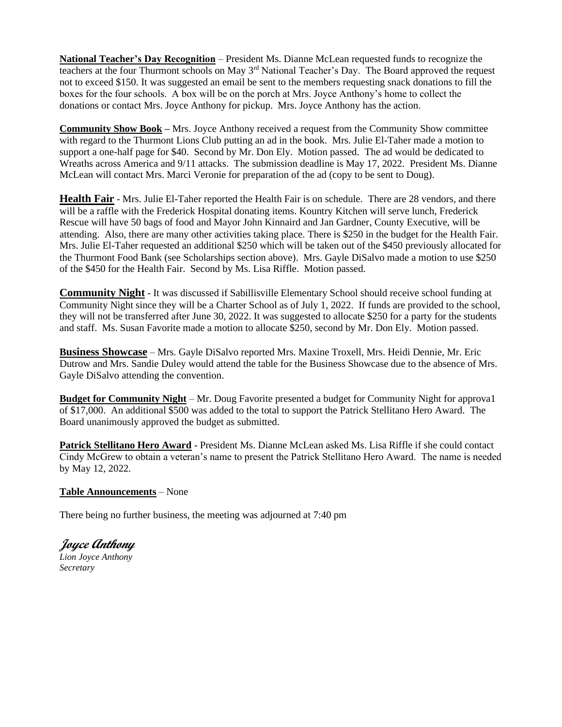**National Teacher's Day Recognition** – President Ms. Dianne McLean requested funds to recognize the teachers at the four Thurmont schools on May 3rd National Teacher's Day. The Board approved the request not to exceed $150. It was suggested an email be sent to the members requesting snack donations to fill the boxes for the four schools. A box will be on the porch at Mrs. Joyce Anthony's home to collect the donations or contact Mrs. Joyce Anthony for pickup. Mrs. Joyce Anthony has the action.

**Community Show Book** – Mrs. Joyce Anthony received a request from the Community Show committee with regard to the Thurmont Lions Club putting an ad in the book. Mrs. Julie El-Taher made a motion to support a one-half page for $40. Second by Mr. Don Ely. Motion passed. The ad would be dedicated to Wreaths across America and 9/11 attacks. The submission deadline is May 17, 2022. President Ms. Dianne McLean will contact Mrs. Marci Veronie for preparation of the ad (copy to be sent to Doug).

**Health Fair** - Mrs. Julie El-Taher reported the Health Fair is on schedule. There are 28 vendors, and there will be a raffle with the Frederick Hospital donating items. Kountry Kitchen will serve lunch, Frederick Rescue will have 50 bags of food and Mayor John Kinnaird and Jan Gardner, County Executive, will be attending. Also, there are many other activities taking place. There is $250 in the budget for the Health Fair. Mrs. Julie El-Taher requested an additional $250 which will be taken out of the $450 previously allocated for the Thurmont Food Bank (see Scholarships section above). Mrs. Gayle DiSalvo made a motion to use $250 of the $450 for the Health Fair. Second by Ms. Lisa Riffle. Motion passed.

**Community Night** - It was discussed if Sabillisville Elementary School should receive school funding at Community Night since they will be a Charter School as of July 1, 2022. If funds are provided to the school, they will not be transferred after June 30, 2022. It was suggested to allocate $250 for a party for the students and staff. Ms. Susan Favorite made a motion to allocate $250, second by Mr. Don Ely. Motion passed.

**Business Showcase** – Mrs. Gayle DiSalvo reported Mrs. Maxine Troxell, Mrs. Heidi Dennie, Mr. Eric Dutrow and Mrs. Sandie Duley would attend the table for the Business Showcase due to the absence of Mrs. Gayle DiSalvo attending the convention.

**Budget for Community Night** – Mr. Doug Favorite presented a budget for Community Night for approva1 of $17,000. An additional $500 was added to the total to support the Patrick Stellitano Hero Award. The Board unanimously approved the budget as submitted.

**Patrick Stellitano Hero Award** - President Ms. Dianne McLean asked Ms. Lisa Riffle if she could contact Cindy McGrew to obtain a veteran's name to present the Patrick Stellitano Hero Award. The name is needed by May 12, 2022.

**Table Announcements** – None

There being no further business, the meeting was adjourned at 7:40 pm

*Joyce Anthony*

*Lion Joyce Anthony*
*Secretary*